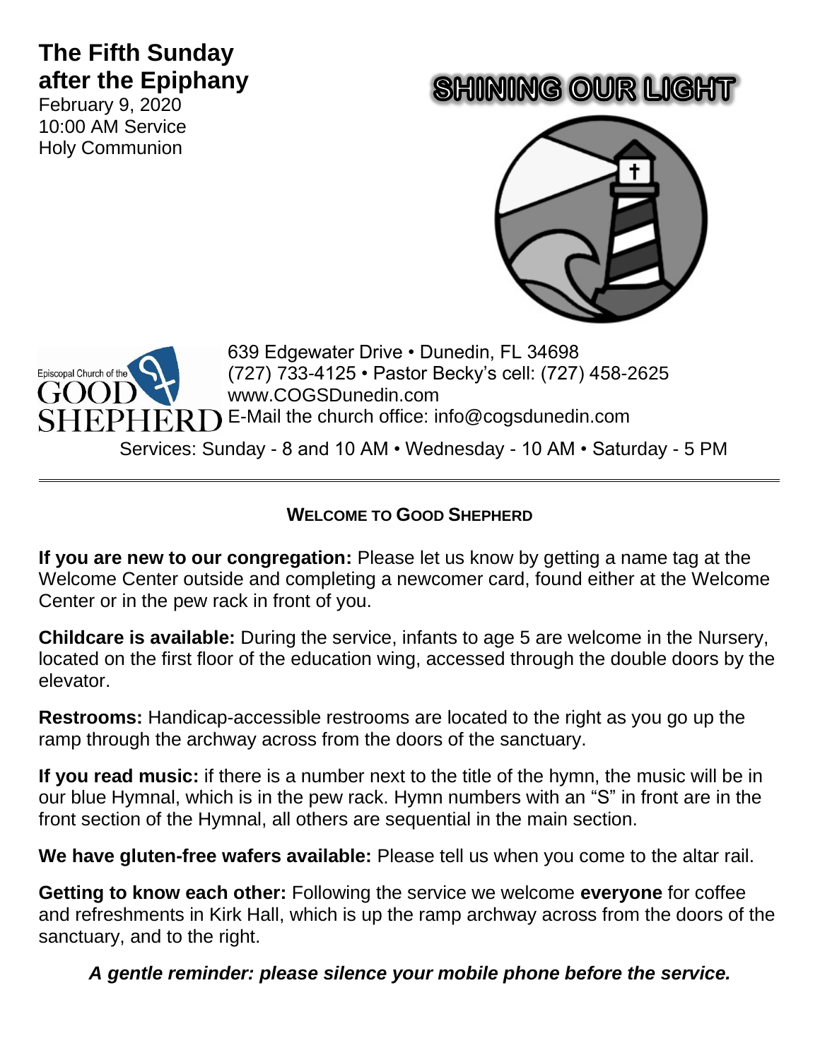# The Fifth Sunday after the Epiphany

February 9, 2020
10:00 AM Service
Holy Communion

## SHINING OUR LIGHT

Episcopal Church of the GOOD SHEPHERD

639 Edgewater Drive • Dunedin, FL 34698
(727) 733-4125 • Pastor Becky's cell: (727) 458-2625
www.COGSDunedin.com
E-Mail the church office: info@cogsdunedin.com

Services: Sunday - 8 and 10 AM • Wednesday - 10 AM • Saturday - 5 PM

---

### WELCOME TO GOOD SHEPHERD

**If you are new to our congregation:** Please let us know by getting a name tag at the Welcome Center outside and completing a newcomer card, found either at the Welcome Center or in the pew rack in front of you.

**Childcare is available:** During the service, infants to age 5 are welcome in the Nursery, located on the first floor of the education wing, accessed through the double doors by the elevator.

**Restrooms:** Handicap-accessible restrooms are located to the right as you go up the ramp through the archway across from the doors of the sanctuary.

**If you read music:** if there is a number next to the title of the hymn, the music will be in our blue Hymnal, which is in the pew rack. Hymn numbers with an "S" in front are in the front section of the Hymnal, all others are sequential in the main section.

**We have gluten-free wafers available:** Please tell us when you come to the altar rail.

**Getting to know each other:** Following the service we welcome **everyone** for coffee and refreshments in Kirk Hall, which is up the ramp archway across from the doors of the sanctuary, and to the right.

***A gentle reminder: please silence your mobile phone before the service.***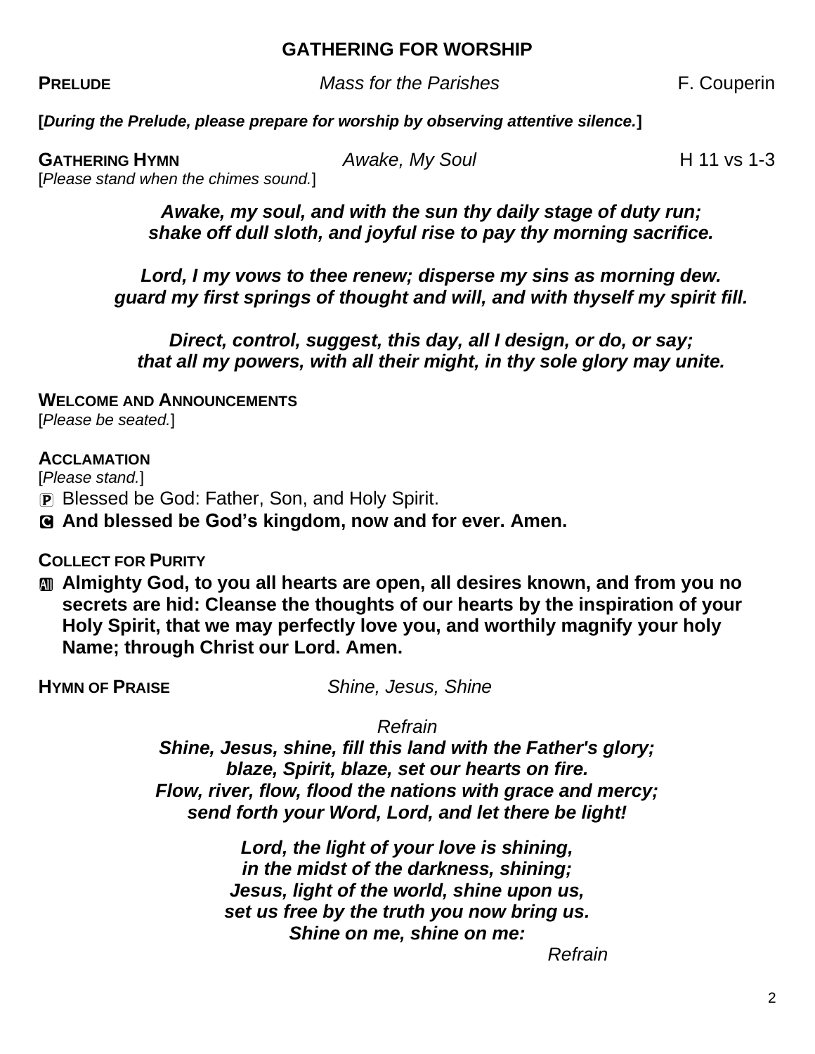## GATHERING FOR WORSHIP

**PRELUDE** *Mass for the Parishes* F. Couperin

**[*During the Prelude, please prepare for worship by observing attentive silence.*]**

**GATHERING HYMN** *Awake, My Soul* H 11 vs 1-3

[*Please stand when the chimes sound.*]

***Awake, my soul, and with the sun thy daily stage of duty run;***
***shake off dull sloth, and joyful rise to pay thy morning sacrifice.***

***Lord, I my vows to thee renew; disperse my sins as morning dew.***
***guard my first springs of thought and will, and with thyself my spirit fill.***

***Direct, control, suggest, this day, all I design, or do, or say;***
***that all my powers, with all their might, in thy sole glory may unite.***

**WELCOME AND ANNOUNCEMENTS**

[*Please be seated.*]

**ACCLAMATION**

[*Please stand.*]

P Blessed be God: Father, Son, and Holy Spirit.

**C And blessed be God's kingdom, now and for ever. Amen.**

**COLLECT FOR PURITY**

**All Almighty God, to you all hearts are open, all desires known, and from you no secrets are hid: Cleanse the thoughts of our hearts by the inspiration of your Holy Spirit, that we may perfectly love you, and worthily magnify your holy Name; through Christ our Lord. Amen.**

**HYMN OF PRAISE** *Shine, Jesus, Shine*

*Refrain*

***Shine, Jesus, shine, fill this land with the Father's glory;***
***blaze, Spirit, blaze, set our hearts on fire.***
***Flow, river, flow, flood the nations with grace and mercy;***
***send forth your Word, Lord, and let there be light!***

***Lord, the light of your love is shining,***
***in the midst of the darkness, shining;***
***Jesus, light of the world, shine upon us,***
***set us free by the truth you now bring us.***
***Shine on me, shine on me:***

*Refrain*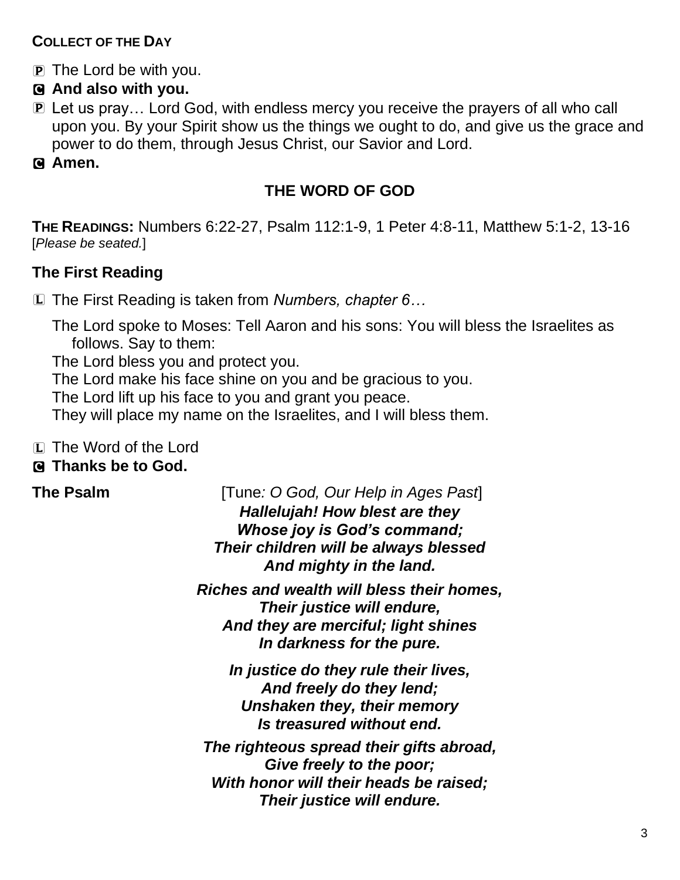**COLLECT OF THE DAY**

P The Lord be with you.

**C And also with you.**

P Let us pray… Lord God, with endless mercy you receive the prayers of all who call upon you. By your Spirit show us the things we ought to do, and give us the grace and power to do them, through Jesus Christ, our Savior and Lord.

**C Amen.**

## THE WORD OF GOD

**THE READINGS:** Numbers 6:22-27, Psalm 112:1-9, 1 Peter 4:8-11, Matthew 5:1-2, 13-16
[*Please be seated.*]

### The First Reading

L The First Reading is taken from *Numbers, chapter 6…*

The Lord spoke to Moses: Tell Aaron and his sons: You will bless the Israelites as follows. Say to them:
The Lord bless you and protect you.
The Lord make his face shine on you and be gracious to you.
The Lord lift up his face to you and grant you peace.
They will place my name on the Israelites, and I will bless them.

L The Word of the Lord

**C Thanks be to God.**

**The Psalm** [Tune*: O God, Our Help in Ages Past*]

***Hallelujah! How blest are they***
***Whose joy is God's command;***
***Their children will be always blessed***
***And mighty in the land.***

***Riches and wealth will bless their homes,***
***Their justice will endure,***
***And they are merciful; light shines***
***In darkness for the pure.***

***In justice do they rule their lives,***
***And freely do they lend;***
***Unshaken they, their memory***
***Is treasured without end.***

***The righteous spread their gifts abroad,***
***Give freely to the poor;***
***With honor will their heads be raised;***
***Their justice will endure.***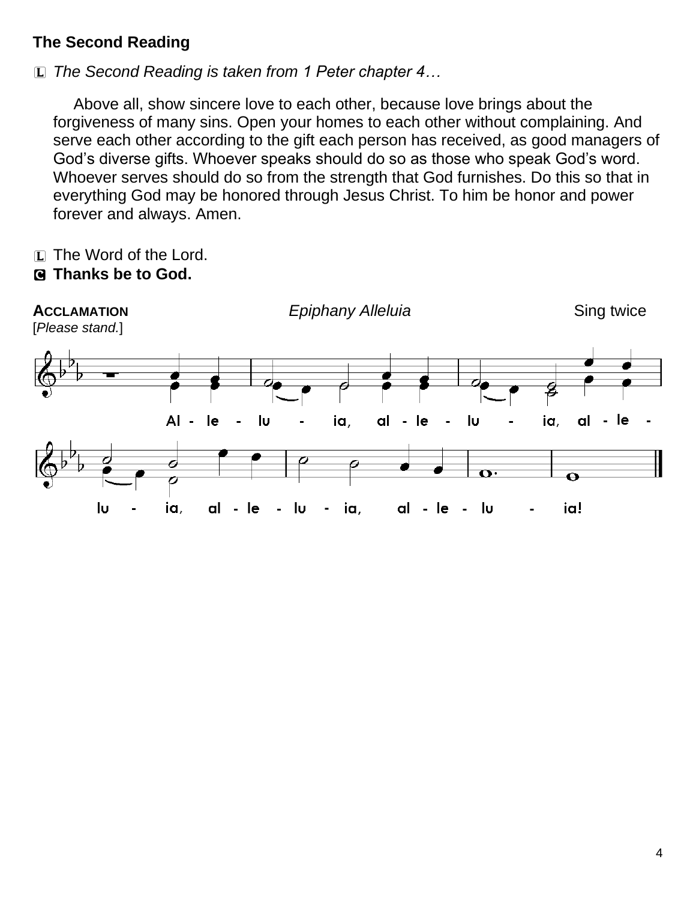**The Second Reading**

L *The Second Reading is taken from 1 Peter chapter 4…*

Above all, show sincere love to each other, because love brings about the forgiveness of many sins. Open your homes to each other without complaining. And serve each other according to the gift each person has received, as good managers of God's diverse gifts. Whoever speaks should do so as those who speak God's word. Whoever serves should do so from the strength that God furnishes. Do this so that in everything God may be honored through Jesus Christ. To him be honor and power forever and always. Amen.

L The Word of the Lord.
**C Thanks be to God.**

**ACCLAMATION** *Epiphany Alleluia* Sing twice
[*Please stand.*]

Al - le - lu - ia, al - le - lu - ia, al - le - lu - ia, al - le - lu - ia, al - le - lu - ia!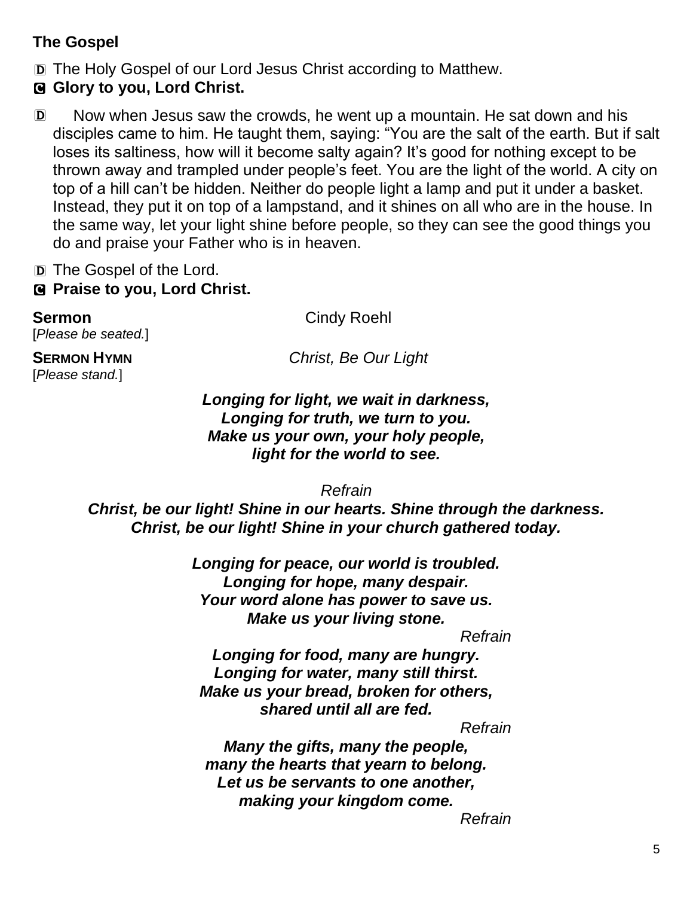**The Gospel**

D The Holy Gospel of our Lord Jesus Christ according to Matthew.

**C Glory to you, Lord Christ.**

D Now when Jesus saw the crowds, he went up a mountain. He sat down and his disciples came to him. He taught them, saying: "You are the salt of the earth. But if salt loses its saltiness, how will it become salty again? It's good for nothing except to be thrown away and trampled under people's feet. You are the light of the world. A city on top of a hill can't be hidden. Neither do people light a lamp and put it under a basket. Instead, they put it on top of a lampstand, and it shines on all who are in the house. In the same way, let your light shine before people, so they can see the good things you do and praise your Father who is in heaven.

D The Gospel of the Lord.

**C Praise to you, Lord Christ.**

**Sermon** Cindy Roehl
[*Please be seated.*]

**SERMON HYMN** *Christ, Be Our Light*
[*Please stand.*]

***Longing for light, we wait in darkness,***
***Longing for truth, we turn to you.***
***Make us your own, your holy people,***
***light for the world to see.***

*Refrain*

***Christ, be our light! Shine in our hearts. Shine through the darkness.***
***Christ, be our light! Shine in your church gathered today.***

***Longing for peace, our world is troubled.***
***Longing for hope, many despair.***
***Your word alone has power to save us.***
***Make us your living stone.***

*Refrain*

***Longing for food, many are hungry.***
***Longing for water, many still thirst.***
***Make us your bread, broken for others,***
***shared until all are fed.***

*Refrain*

***Many the gifts, many the people,***
***many the hearts that yearn to belong.***
***Let us be servants to one another,***
***making your kingdom come.***

*Refrain*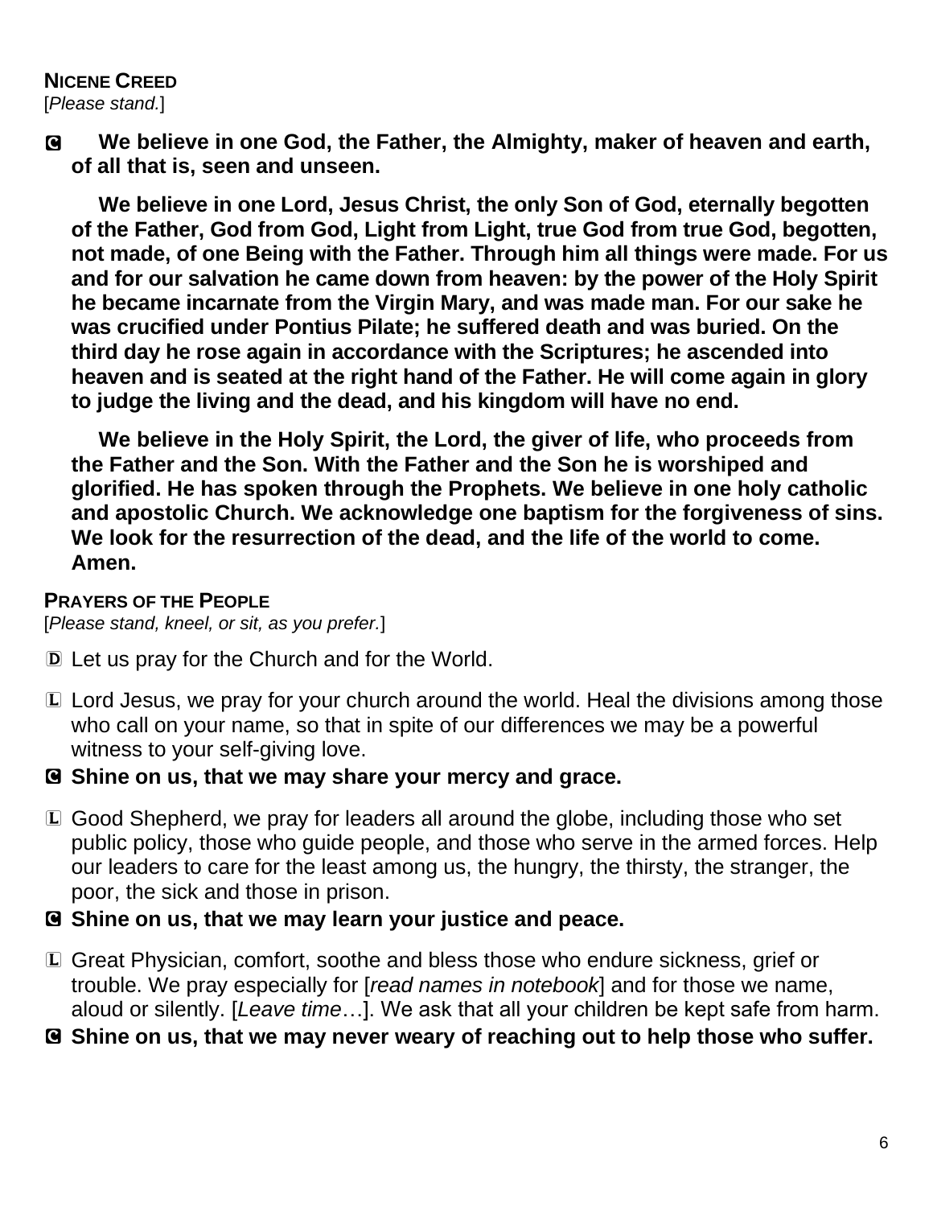**NICENE CREED**
[*Please stand.*]

C **We believe in one God, the Father, the Almighty, maker of heaven and earth, of all that is, seen and unseen.**

**We believe in one Lord, Jesus Christ, the only Son of God, eternally begotten of the Father, God from God, Light from Light, true God from true God, begotten, not made, of one Being with the Father. Through him all things were made. For us and for our salvation he came down from heaven: by the power of the Holy Spirit he became incarnate from the Virgin Mary, and was made man. For our sake he was crucified under Pontius Pilate; he suffered death and was buried. On the third day he rose again in accordance with the Scriptures; he ascended into heaven and is seated at the right hand of the Father. He will come again in glory to judge the living and the dead, and his kingdom will have no end.**

**We believe in the Holy Spirit, the Lord, the giver of life, who proceeds from the Father and the Son. With the Father and the Son he is worshiped and glorified. He has spoken through the Prophets. We believe in one holy catholic and apostolic Church. We acknowledge one baptism for the forgiveness of sins. We look for the resurrection of the dead, and the life of the world to come. Amen.**

**PRAYERS OF THE PEOPLE**
[*Please stand, kneel, or sit, as you prefer.*]

D Let us pray for the Church and for the World.

L Lord Jesus, we pray for your church around the world. Heal the divisions among those who call on your name, so that in spite of our differences we may be a powerful witness to your self-giving love.

C **Shine on us, that we may share your mercy and grace.**

L Good Shepherd, we pray for leaders all around the globe, including those who set public policy, those who guide people, and those who serve in the armed forces. Help our leaders to care for the least among us, the hungry, the thirsty, the stranger, the poor, the sick and those in prison.

C **Shine on us, that we may learn your justice and peace.**

L Great Physician, comfort, soothe and bless those who endure sickness, grief or trouble. We pray especially for [*read names in notebook*] and for those we name, aloud or silently. [*Leave time*…]. We ask that all your children be kept safe from harm.

C **Shine on us, that we may never weary of reaching out to help those who suffer.**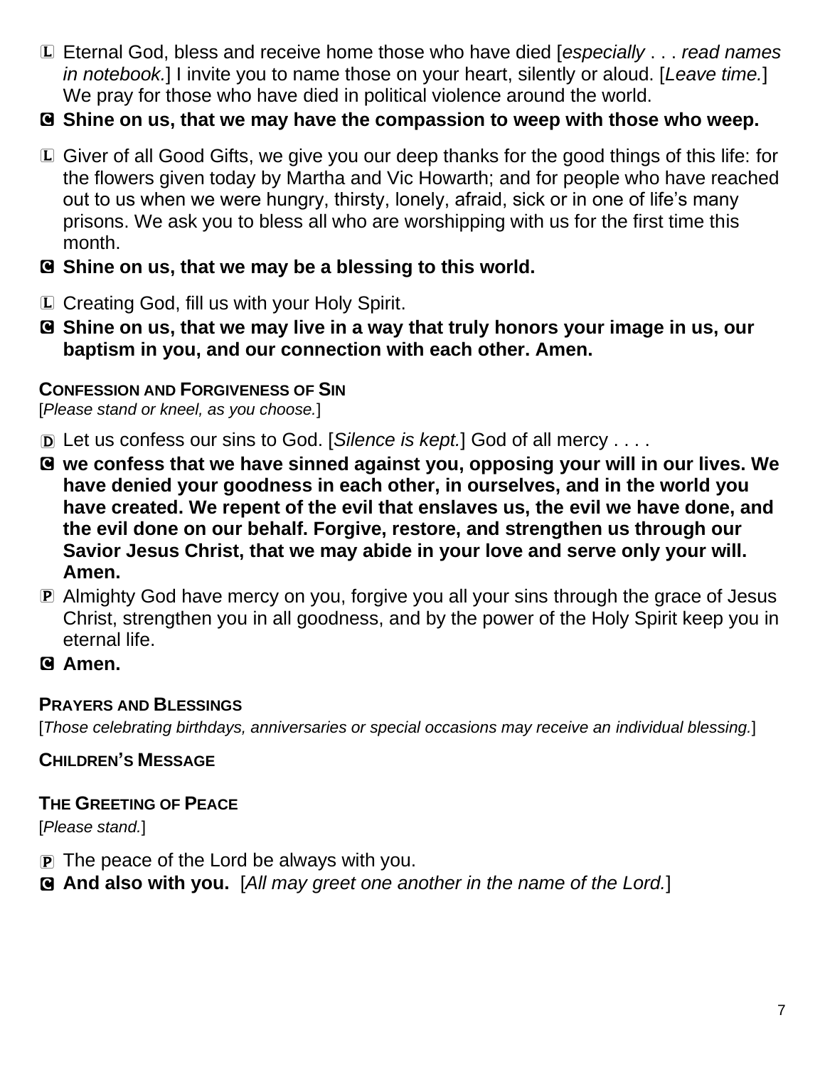L Eternal God, bless and receive home those who have died [*especially . . . read names in notebook.*] I invite you to name those on your heart, silently or aloud. [*Leave time.*] We pray for those who have died in political violence around the world.

**C Shine on us, that we may have the compassion to weep with those who weep.**

L Giver of all Good Gifts, we give you our deep thanks for the good things of this life: for the flowers given today by Martha and Vic Howarth; and for people who have reached out to us when we were hungry, thirsty, lonely, afraid, sick or in one of life's many prisons. We ask you to bless all who are worshipping with us for the first time this month.

**C Shine on us, that we may be a blessing to this world.**

L Creating God, fill us with your Holy Spirit.

**C Shine on us, that we may live in a way that truly honors your image in us, our baptism in you, and our connection with each other. Amen.**

### CONFESSION AND FORGIVENESS OF SIN

[*Please stand or kneel, as you choose.*]

D Let us confess our sins to God. [*Silence is kept.*] God of all mercy . . . .

**C we confess that we have sinned against you, opposing your will in our lives. We have denied your goodness in each other, in ourselves, and in the world you have created. We repent of the evil that enslaves us, the evil we have done, and the evil done on our behalf. Forgive, restore, and strengthen us through our Savior Jesus Christ, that we may abide in your love and serve only your will. Amen.**

P Almighty God have mercy on you, forgive you all your sins through the grace of Jesus Christ, strengthen you in all goodness, and by the power of the Holy Spirit keep you in eternal life.

**C Amen.**

### PRAYERS AND BLESSINGS

[*Those celebrating birthdays, anniversaries or special occasions may receive an individual blessing.*]

### CHILDREN'S MESSAGE

### THE GREETING OF PEACE

[*Please stand.*]

P The peace of the Lord be always with you.

**C And also with you.** [*All may greet one another in the name of the Lord.*]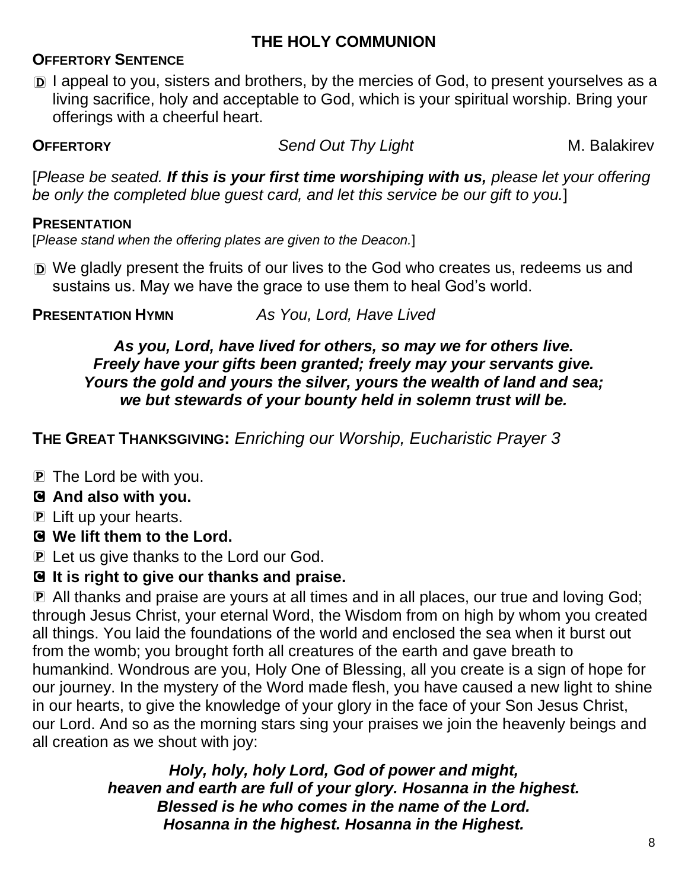## THE HOLY COMMUNION

**OFFERTORY SENTENCE**

D I appeal to you, sisters and brothers, by the mercies of God, to present yourselves as a living sacrifice, holy and acceptable to God, which is your spiritual worship. Bring your offerings with a cheerful heart.

**OFFERTORY** *Send Out Thy Light* M. Balakirev

[*Please be seated.* ***If this is your first time worshiping with us,*** *please let your offering be only the completed blue guest card, and let this service be our gift to you.*]

**PRESENTATION**

[*Please stand when the offering plates are given to the Deacon.*]

D We gladly present the fruits of our lives to the God who creates us, redeems us and sustains us. May we have the grace to use them to heal God's world.

**PRESENTATION HYMN** *As You, Lord, Have Lived*

***As you, Lord, have lived for others, so may we for others live.***
***Freely have your gifts been granted; freely may your servants give.***
***Yours the gold and yours the silver, yours the wealth of land and sea;***
***we but stewards of your bounty held in solemn trust will be.***

**THE GREAT THANKSGIVING:** *Enriching our Worship, Eucharistic Prayer 3*

P The Lord be with you.

**C And also with you.**

P Lift up your hearts.

**C We lift them to the Lord.**

P Let us give thanks to the Lord our God.

**C It is right to give our thanks and praise.**

P All thanks and praise are yours at all times and in all places, our true and loving God; through Jesus Christ, your eternal Word, the Wisdom from on high by whom you created all things. You laid the foundations of the world and enclosed the sea when it burst out from the womb; you brought forth all creatures of the earth and gave breath to humankind. Wondrous are you, Holy One of Blessing, all you create is a sign of hope for our journey. In the mystery of the Word made flesh, you have caused a new light to shine in our hearts, to give the knowledge of your glory in the face of your Son Jesus Christ, our Lord. And so as the morning stars sing your praises we join the heavenly beings and all creation as we shout with joy:

***Holy, holy, holy Lord, God of power and might,***
***heaven and earth are full of your glory. Hosanna in the highest.***
***Blessed is he who comes in the name of the Lord.***
***Hosanna in the highest. Hosanna in the Highest.***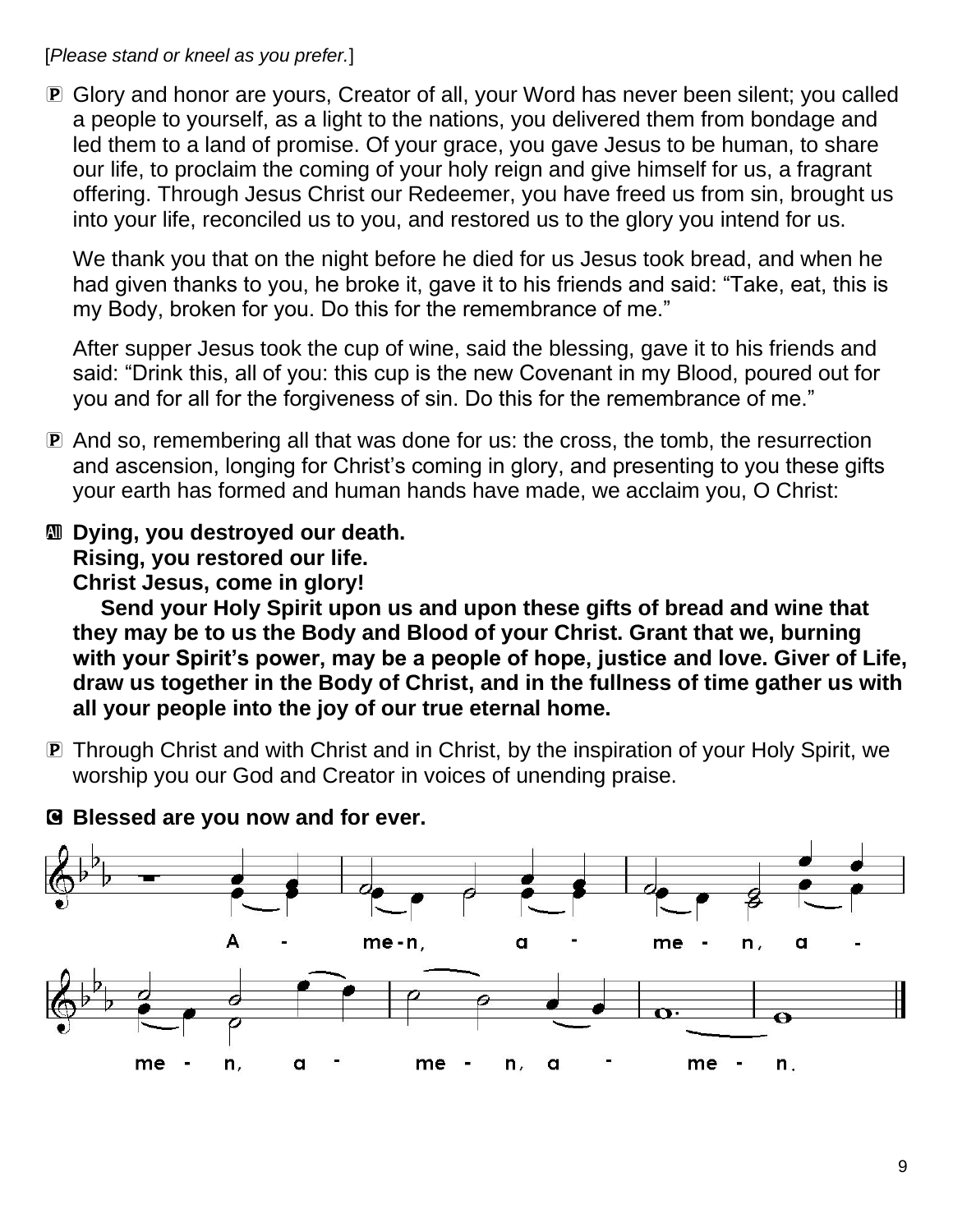[*Please stand or kneel as you prefer.*]

P Glory and honor are yours, Creator of all, your Word has never been silent; you called a people to yourself, as a light to the nations, you delivered them from bondage and led them to a land of promise. Of your grace, you gave Jesus to be human, to share our life, to proclaim the coming of your holy reign and give himself for us, a fragrant offering. Through Jesus Christ our Redeemer, you have freed us from sin, brought us into your life, reconciled us to you, and restored us to the glory you intend for us.

We thank you that on the night before he died for us Jesus took bread, and when he had given thanks to you, he broke it, gave it to his friends and said: “Take, eat, this is my Body, broken for you. Do this for the remembrance of me.”

After supper Jesus took the cup of wine, said the blessing, gave it to his friends and said: “Drink this, all of you: this cup is the new Covenant in my Blood, poured out for you and for all for the forgiveness of sin. Do this for the remembrance of me.”

P And so, remembering all that was done for us: the cross, the tomb, the resurrection and ascension, longing for Christ’s coming in glory, and presenting to you these gifts your earth has formed and human hands have made, we acclaim you, O Christ:

**All Dying, you destroyed our death.**
**Rising, you restored our life.**
**Christ Jesus, come in glory!**

**Send your Holy Spirit upon us and upon these gifts of bread and wine that they may be to us the Body and Blood of your Christ. Grant that we, burning with your Spirit’s power, may be a people of hope, justice and love. Giver of Life, draw us together in the Body of Christ, and in the fullness of time gather us with all your people into the joy of our true eternal home.**

P Through Christ and with Christ and in Christ, by the inspiration of your Holy Spirit, we worship you our God and Creator in voices of unending praise.

**C Blessed are you now and for ever.**

A - me-n, a - me - n, a - me - n, a - me - n, a - me - n.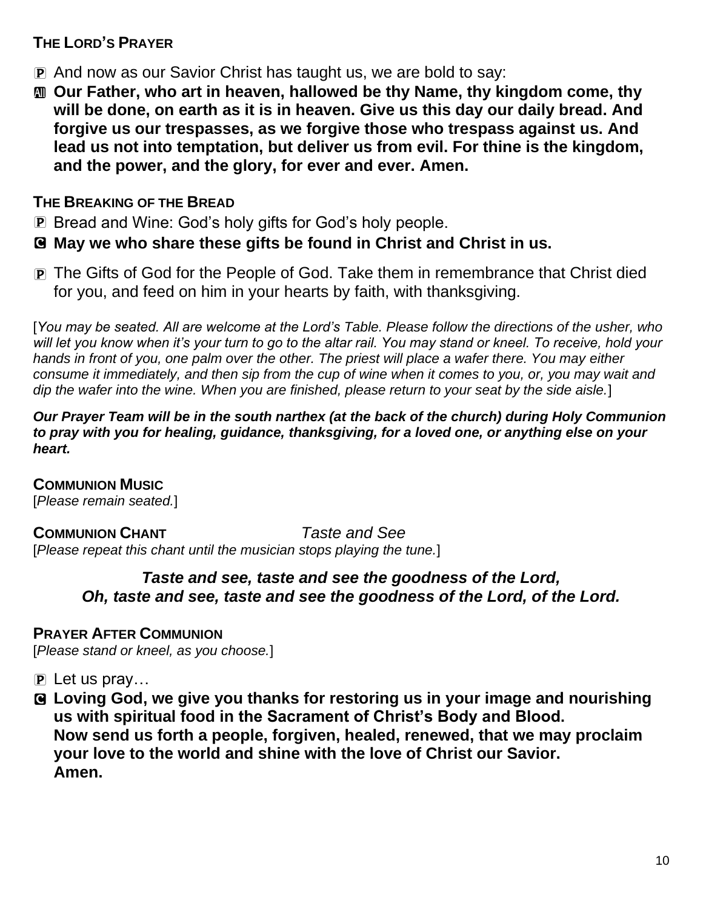## THE LORD'S PRAYER

P And now as our Savior Christ has taught us, we are bold to say:

All **Our Father, who art in heaven, hallowed be thy Name, thy kingdom come, thy will be done, on earth as it is in heaven. Give us this day our daily bread. And forgive us our trespasses, as we forgive those who trespass against us. And lead us not into temptation, but deliver us from evil. For thine is the kingdom, and the power, and the glory, for ever and ever. Amen.**

## THE BREAKING OF THE BREAD

P Bread and Wine: God's holy gifts for God's holy people.

C **May we who share these gifts be found in Christ and Christ in us.**

P The Gifts of God for the People of God. Take them in remembrance that Christ died for you, and feed on him in your hearts by faith, with thanksgiving.

[*You may be seated. All are welcome at the Lord's Table. Please follow the directions of the usher, who will let you know when it's your turn to go to the altar rail. You may stand or kneel. To receive, hold your hands in front of you, one palm over the other. The priest will place a wafer there. You may either consume it immediately, and then sip from the cup of wine when it comes to you, or, you may wait and dip the wafer into the wine. When you are finished, please return to your seat by the side aisle.*]

***Our Prayer Team will be in the south narthex (at the back of the church) during Holy Communion to pray with you for healing, guidance, thanksgiving, for a loved one, or anything else on your heart.***

## COMMUNION MUSIC

[*Please remain seated.*]

## COMMUNION CHANT *Taste and See*

[*Please repeat this chant until the musician stops playing the tune.*]

***Taste and see, taste and see the goodness of the Lord,***
***Oh, taste and see, taste and see the goodness of the Lord, of the Lord.***

## PRAYER AFTER COMMUNION

[*Please stand or kneel, as you choose.*]

P Let us pray…

C **Loving God, we give you thanks for restoring us in your image and nourishing us with spiritual food in the Sacrament of Christ's Body and Blood.**
**Now send us forth a people, forgiven, healed, renewed, that we may proclaim your love to the world and shine with the love of Christ our Savior.**
**Amen.**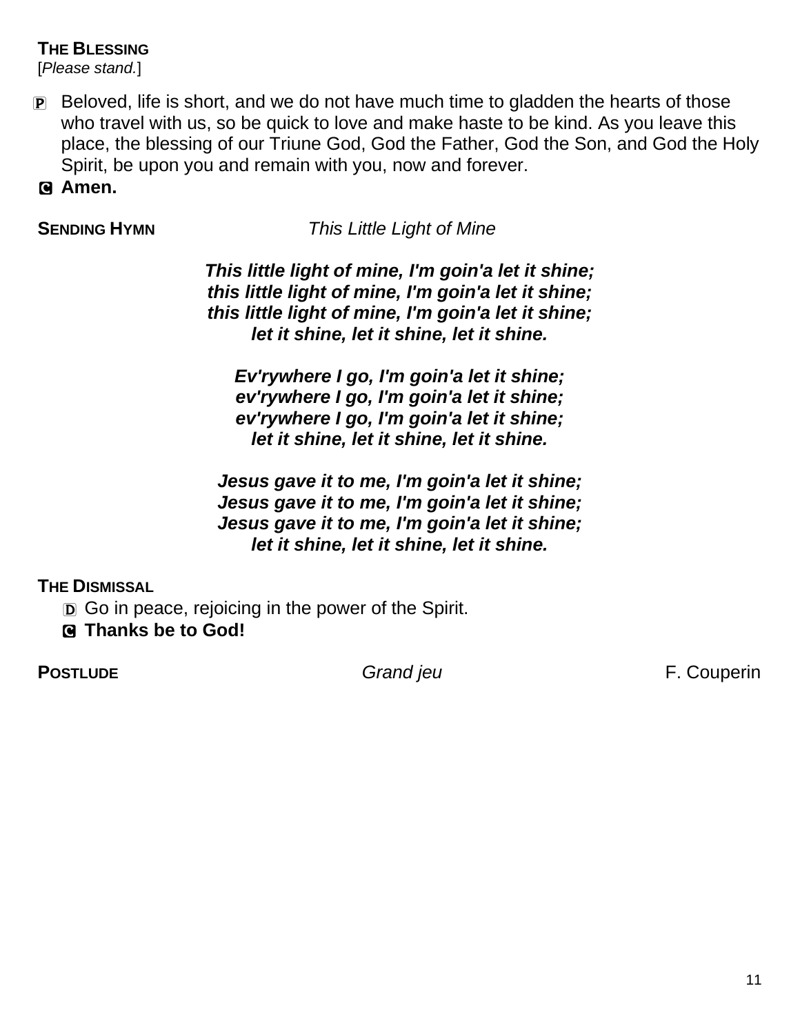**THE BLESSING**
[*Please stand.*]

P Beloved, life is short, and we do not have much time to gladden the hearts of those who travel with us, so be quick to love and make haste to be kind. As you leave this place, the blessing of our Triune God, God the Father, God the Son, and God the Holy Spirit, be upon you and remain with you, now and forever.

C **Amen.**

**SENDING HYMN** *This Little Light of Mine*

***This little light of mine, I'm goin'a let it shine;***
***this little light of mine, I'm goin'a let it shine;***
***this little light of mine, I'm goin'a let it shine;***
***let it shine, let it shine, let it shine.***

***Ev'rywhere I go, I'm goin'a let it shine;***
***ev'rywhere I go, I'm goin'a let it shine;***
***ev'rywhere I go, I'm goin'a let it shine;***
***let it shine, let it shine, let it shine.***

***Jesus gave it to me, I'm goin'a let it shine;***
***Jesus gave it to me, I'm goin'a let it shine;***
***Jesus gave it to me, I'm goin'a let it shine;***
***let it shine, let it shine, let it shine.***

**THE DISMISSAL**

D Go in peace, rejoicing in the power of the Spirit.

C **Thanks be to God!**

**POSTLUDE** *Grand jeu* F. Couperin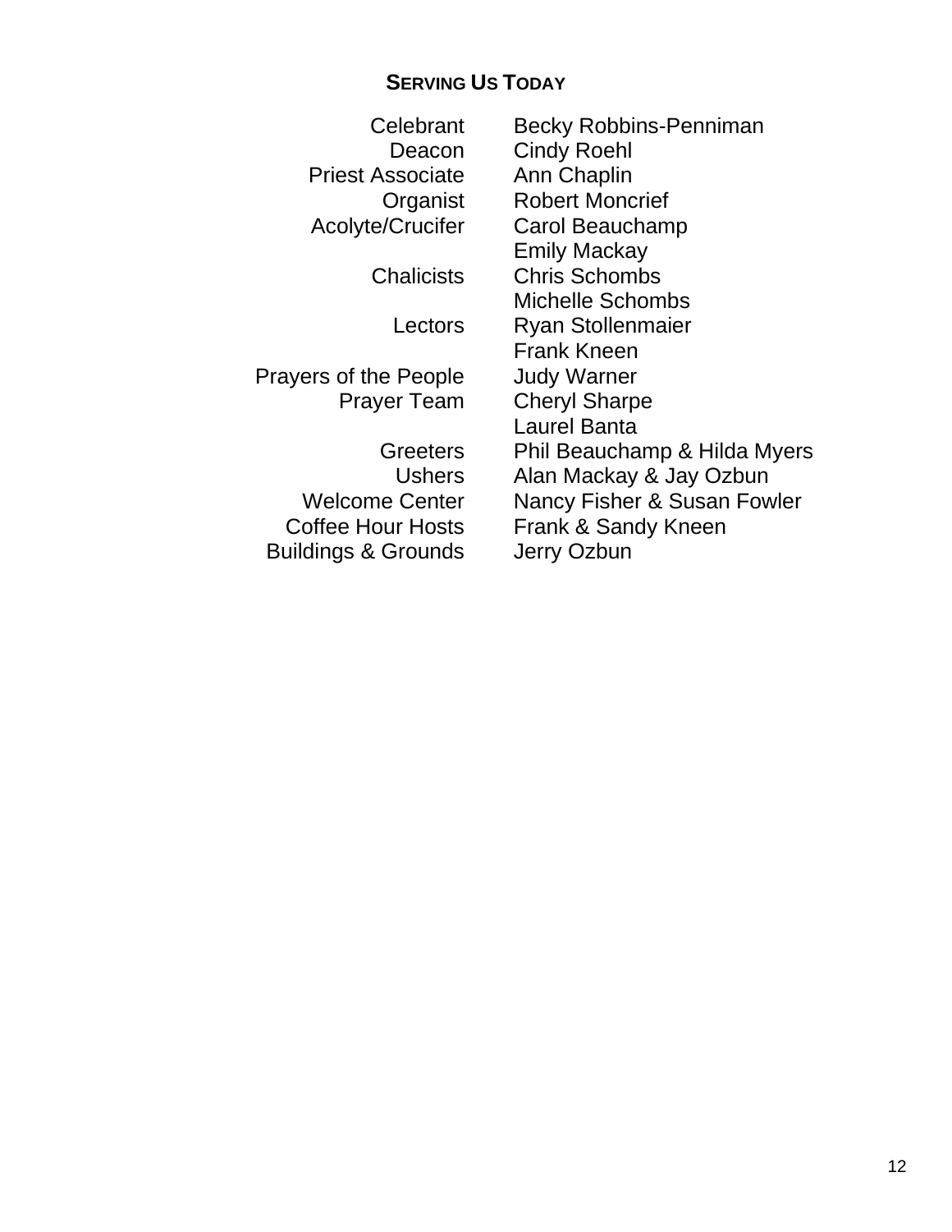## SERVING US TODAY

| | |
|---|---|
| Celebrant | Becky Robbins-Penniman |
| Deacon | Cindy Roehl |
| Priest Associate | Ann Chaplin |
| Organist | Robert Moncrief |
| Acolyte/Crucifer | Carol Beauchamp |
| | Emily Mackay |
| Chalicists | Chris Schombs |
| | Michelle Schombs |
| Lectors | Ryan Stollenmaier |
| | Frank Kneen |
| Prayers of the People | Judy Warner |
| Prayer Team | Cheryl Sharpe |
| | Laurel Banta |
| Greeters | Phil Beauchamp & Hilda Myers |
| Ushers | Alan Mackay & Jay Ozbun |
| Welcome Center | Nancy Fisher & Susan Fowler |
| Coffee Hour Hosts | Frank & Sandy Kneen |
| Buildings & Grounds | Jerry Ozbun |